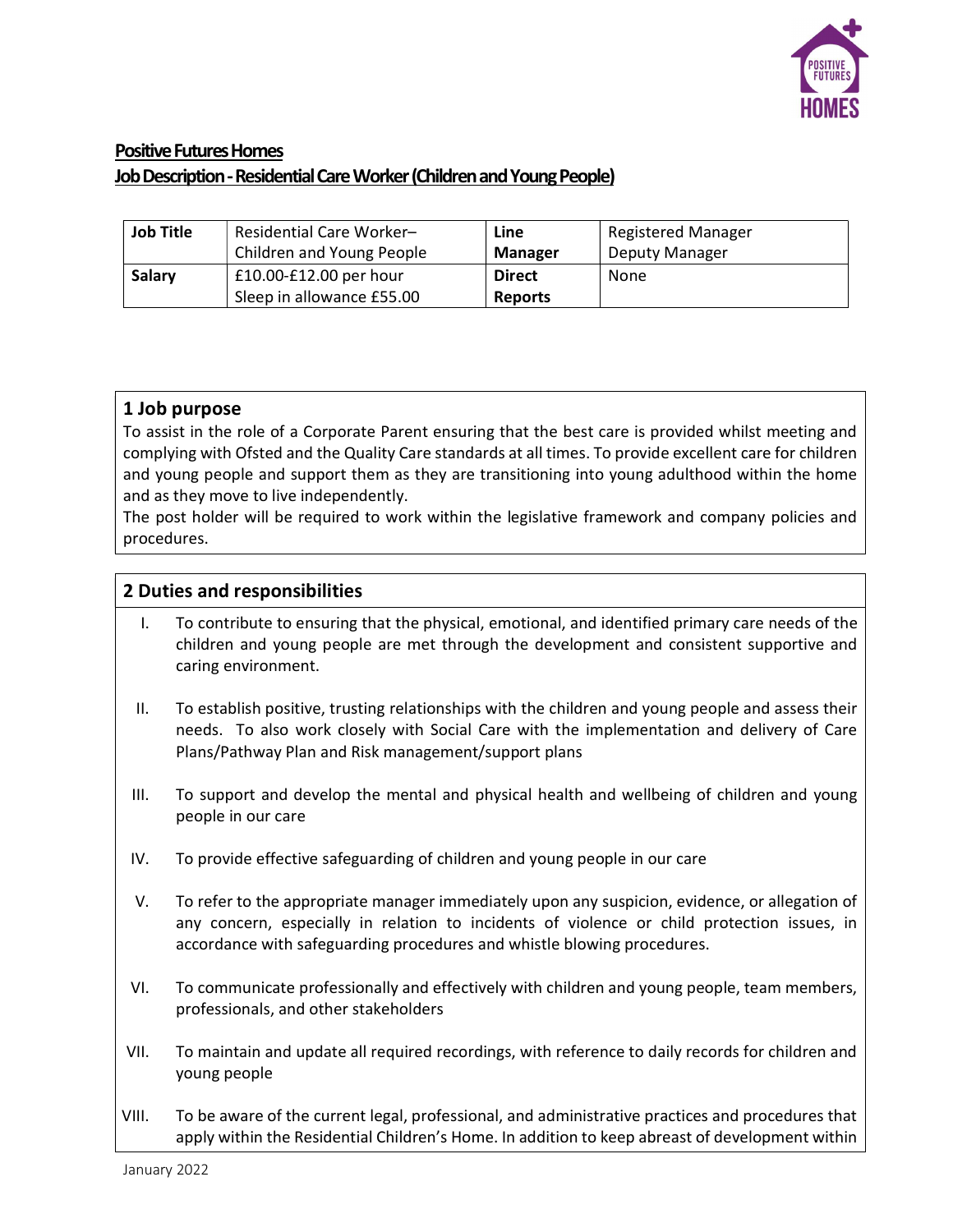**Positive Futures Homes**
**Job Description - Residential Care Worker (Children and Young People)**

| Job Title | Residential Care Worker– Children and Young People | Line Manager | Registered Manager Deputy Manager |
|---|---|---|---|
| Salary | £10.00-£12.00 per hour Sleep in allowance £55.00 | Direct Reports | None |

## 1 Job purpose

To assist in the role of a Corporate Parent ensuring that the best care is provided whilst meeting and complying with Ofsted and the Quality Care standards at all times. To provide excellent care for children and young people and support them as they are transitioning into young adulthood within the home and as they move to live independently.

The post holder will be required to work within the legislative framework and company policies and procedures.

## 2 Duties and responsibilities

I. To contribute to ensuring that the physical, emotional, and identified primary care needs of the children and young people are met through the development and consistent supportive and caring environment.

II. To establish positive, trusting relationships with the children and young people and assess their needs. To also work closely with Social Care with the implementation and delivery of Care Plans/Pathway Plan and Risk management/support plans

III. To support and develop the mental and physical health and wellbeing of children and young people in our care

IV. To provide effective safeguarding of children and young people in our care

V. To refer to the appropriate manager immediately upon any suspicion, evidence, or allegation of any concern, especially in relation to incidents of violence or child protection issues, in accordance with safeguarding procedures and whistle blowing procedures.

VI. To communicate professionally and effectively with children and young people, team members, professionals, and other stakeholders

VII. To maintain and update all required recordings, with reference to daily records for children and young people

VIII. To be aware of the current legal, professional, and administrative practices and procedures that apply within the Residential Children's Home. In addition to keep abreast of development within

January 2022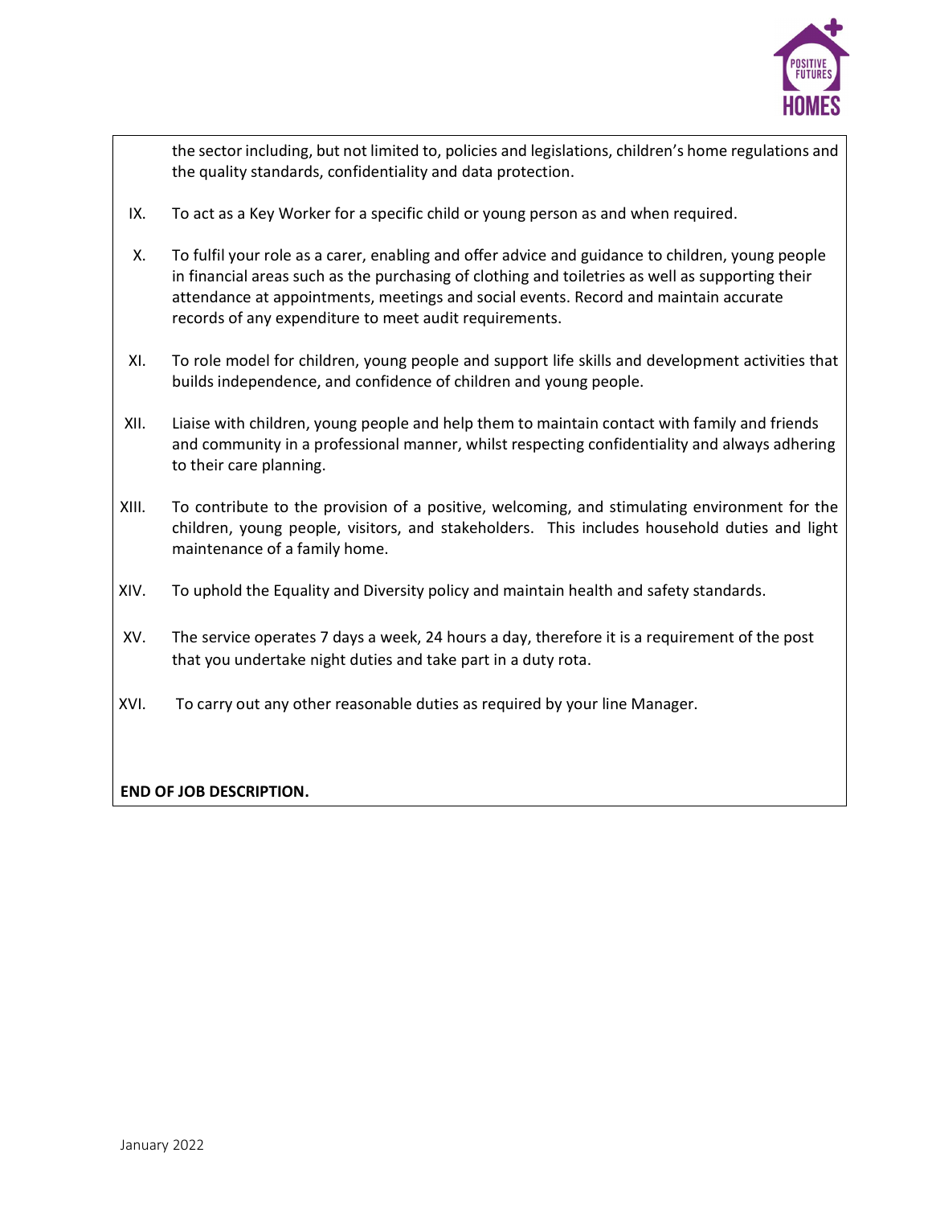the sector including, but not limited to, policies and legislations, children's home regulations and the quality standards, confidentiality and data protection.

IX. To act as a Key Worker for a specific child or young person as and when required.

X. To fulfil your role as a carer, enabling and offer advice and guidance to children, young people in financial areas such as the purchasing of clothing and toiletries as well as supporting their attendance at appointments, meetings and social events. Record and maintain accurate records of any expenditure to meet audit requirements.

XI. To role model for children, young people and support life skills and development activities that builds independence, and confidence of children and young people.

XII. Liaise with children, young people and help them to maintain contact with family and friends and community in a professional manner, whilst respecting confidentiality and always adhering to their care planning.

XIII. To contribute to the provision of a positive, welcoming, and stimulating environment for the children, young people, visitors, and stakeholders. This includes household duties and light maintenance of a family home.

XIV. To uphold the Equality and Diversity policy and maintain health and safety standards.

XV. The service operates 7 days a week, 24 hours a day, therefore it is a requirement of the post that you undertake night duties and take part in a duty rota.

XVI. To carry out any other reasonable duties as required by your line Manager.

**END OF JOB DESCRIPTION.**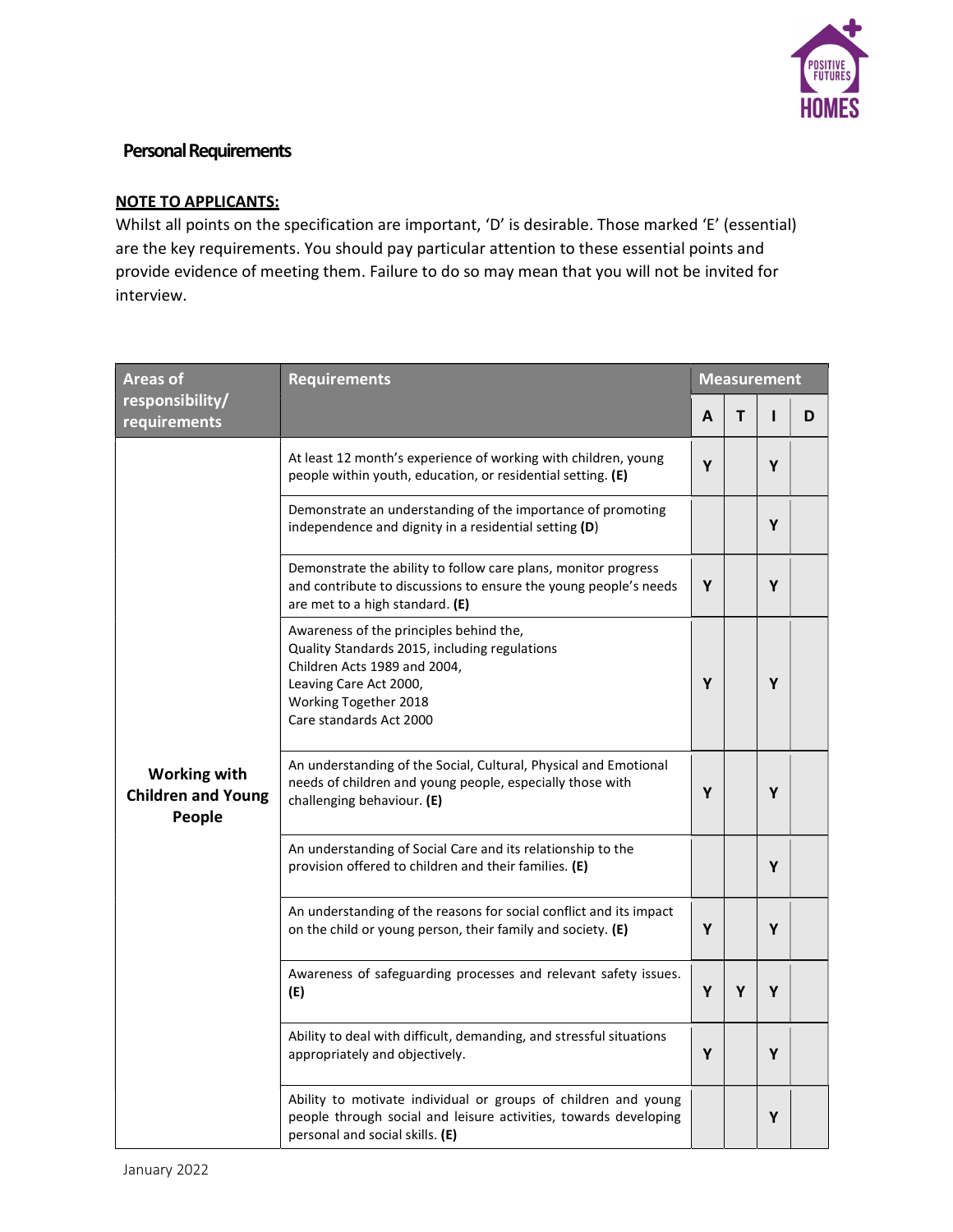## Personal Requirements

**NOTE TO APPLICANTS:**

Whilst all points on the specification are important, 'D' is desirable. Those marked 'E' (essential) are the key requirements. You should pay particular attention to these essential points and provide evidence of meeting them. Failure to do so may mean that you will not be invited for interview.

| Areas of responsibility/ requirements | Requirements | Measurement | | | |
|---|---|---|---|---|---|
| | | A | T | I | D |
| **Working with Children and Young People** | At least 12 month's experience of working with children, young people within youth, education, or residential setting. **(E)** | Y | | Y | |
| | Demonstrate an understanding of the importance of promoting independence and dignity in a residential setting **(D)** | | | Y | |
| | Demonstrate the ability to follow care plans, monitor progress and contribute to discussions to ensure the young people's needs are met to a high standard. **(E)** | Y | | Y | |
| | Awareness of the principles behind the,<br>Quality Standards 2015, including regulations<br>Children Acts 1989 and 2004,<br>Leaving Care Act 2000,<br>Working Together 2018<br>Care standards Act 2000 | Y | | Y | |
| | An understanding of the Social, Cultural, Physical and Emotional needs of children and young people, especially those with challenging behaviour. **(E)** | Y | | Y | |
| | An understanding of Social Care and its relationship to the provision offered to children and their families. **(E)** | | | Y | |
| | An understanding of the reasons for social conflict and its impact on the child or young person, their family and society. **(E)** | Y | | Y | |
| | Awareness of safeguarding processes and relevant safety issues. **(E)** | Y | Y | Y | |
| | Ability to deal with difficult, demanding, and stressful situations appropriately and objectively. | Y | | Y | |
| | Ability to motivate individual or groups of children and young people through social and leisure activities, towards developing personal and social skills. **(E)** | | | Y | |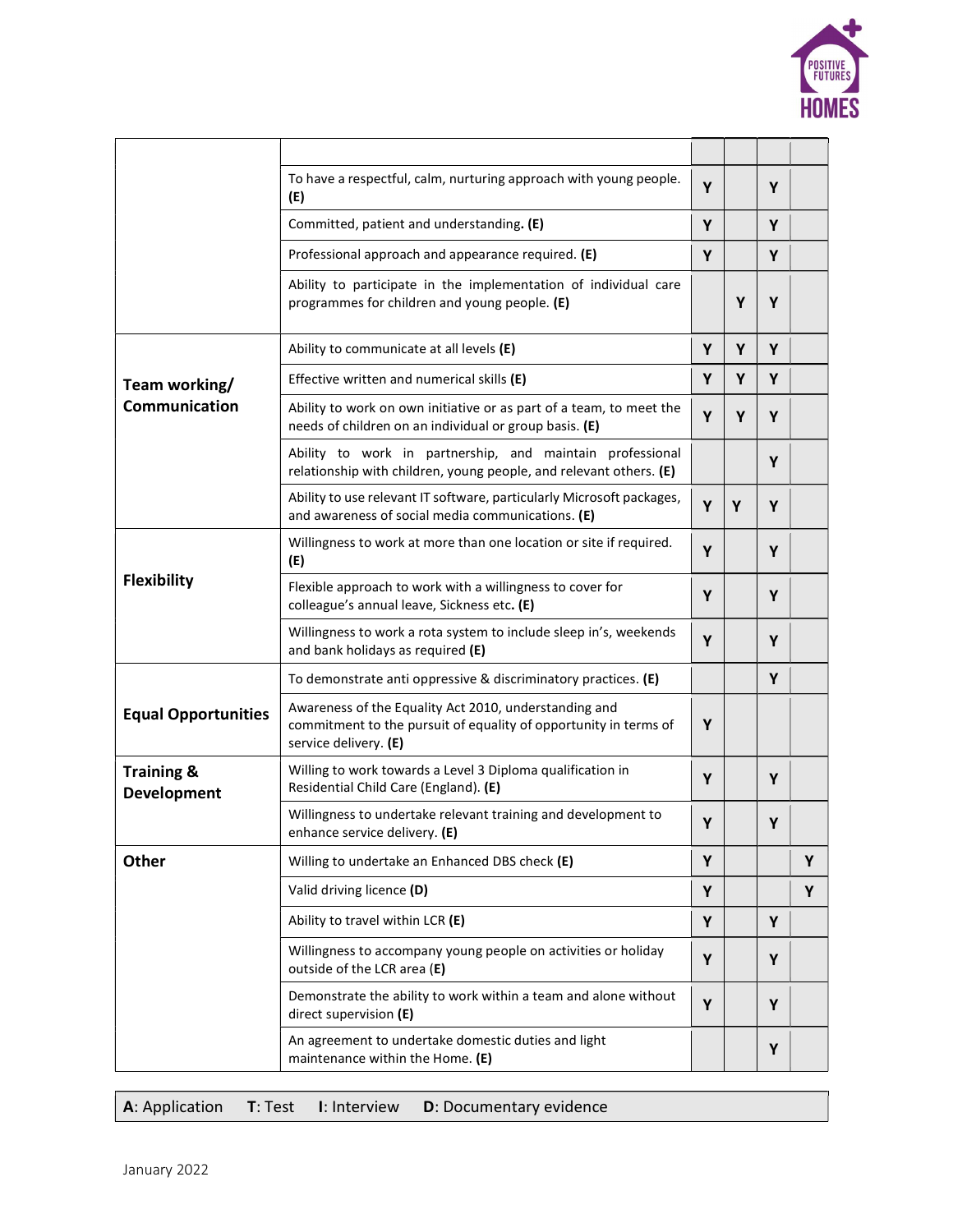| | | A | T | I | D |
|---|---|---|---|---|---|
| | To have a respectful, calm, nurturing approach with young people. **(E)** | Y | | Y | |
| | Committed, patient and understanding**. (E)** | Y | | Y | |
| | Professional approach and appearance required. **(E)** | Y | | Y | |
| | Ability to participate in the implementation of individual care programmes for children and young people. **(E)** | | Y | Y | |
| **Team working/ Communication** | Ability to communicate at all levels **(E)** | Y | Y | Y | |
| | Effective written and numerical skills **(E)** | Y | Y | Y | |
| | Ability to work on own initiative or as part of a team, to meet the needs of children on an individual or group basis. **(E)** | Y | Y | Y | |
| | Ability to work in partnership, and maintain professional relationship with children, young people, and relevant others. **(E)** | | | Y | |
| | Ability to use relevant IT software, particularly Microsoft packages, and awareness of social media communications. **(E)** | Y | Y | Y | |
| **Flexibility** | Willingness to work at more than one location or site if required. **(E)** | Y | | Y | |
| | Flexible approach to work with a willingness to cover for colleague's annual leave, Sickness etc**. (E)** | Y | | Y | |
| | Willingness to work a rota system to include sleep in's, weekends and bank holidays as required **(E)** | Y | | Y | |
| **Equal Opportunities** | To demonstrate anti oppressive & discriminatory practices. **(E)** | | | Y | |
| | Awareness of the Equality Act 2010, understanding and commitment to the pursuit of equality of opportunity in terms of service delivery. **(E)** | Y | | | |
| **Training & Development** | Willing to work towards a Level 3 Diploma qualification in Residential Child Care (England). **(E)** | Y | | Y | |
| | Willingness to undertake relevant training and development to enhance service delivery. **(E)** | Y | | Y | |
| **Other** | Willing to undertake an Enhanced DBS check **(E)** | Y | | | Y |
| | Valid driving licence **(D)** | Y | | | Y |
| | Ability to travel within LCR **(E)** | Y | | Y | |
| | Willingness to accompany young people on activities or holiday outside of the LCR area **(E)** | Y | | Y | |
| | Demonstrate the ability to work within a team and alone without direct supervision **(E)** | Y | | Y | |
| | An agreement to undertake domestic duties and light maintenance within the Home. **(E)** | | | Y | |

**A**: Application **T**: Test **I**: Interview **D**: Documentary evidence

January 2022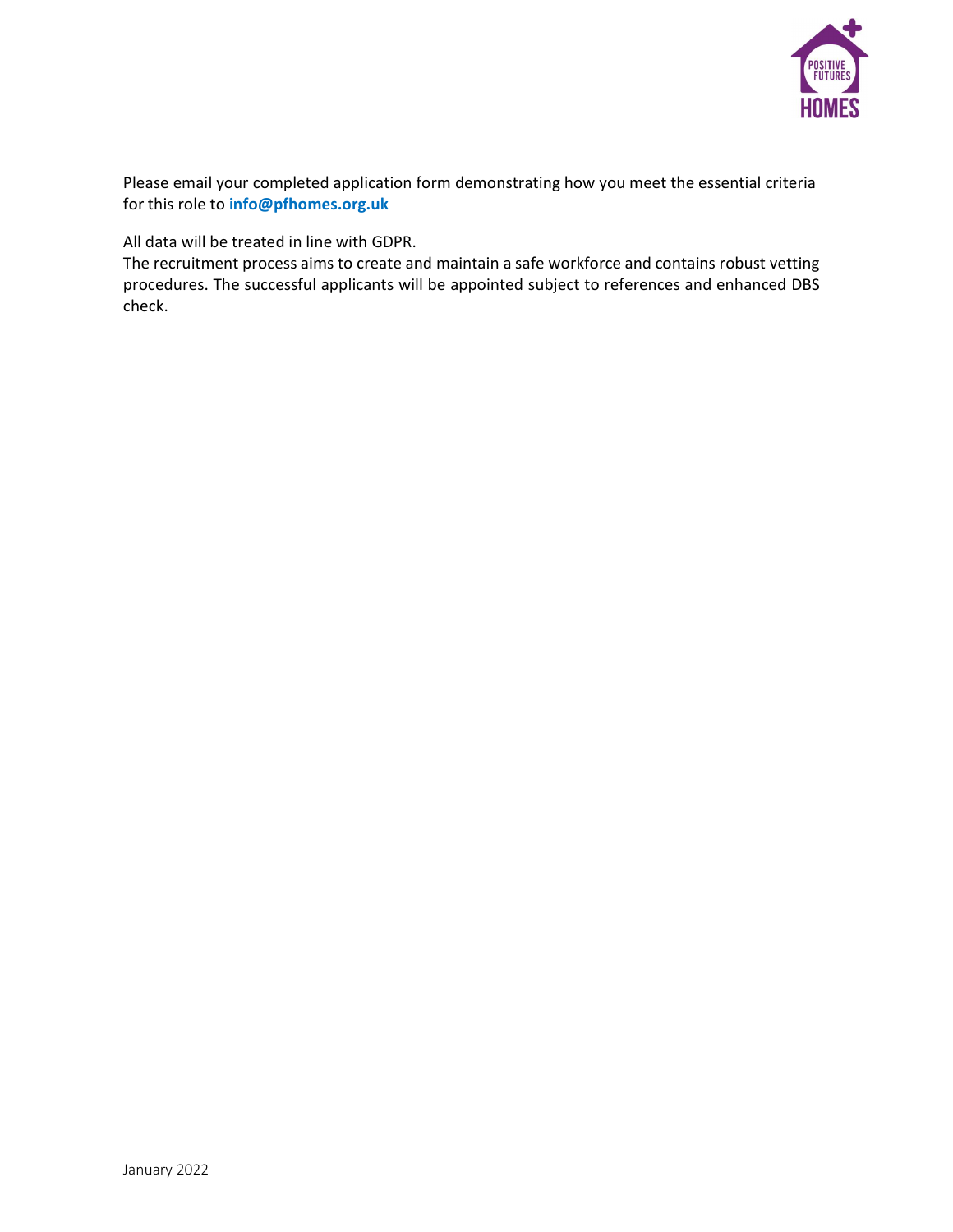Please email your completed application form demonstrating how you meet the essential criteria for this role to **info@pfhomes.org.uk**

All data will be treated in line with GDPR.
The recruitment process aims to create and maintain a safe workforce and contains robust vetting procedures. The successful applicants will be appointed subject to references and enhanced DBS check.

January 2022